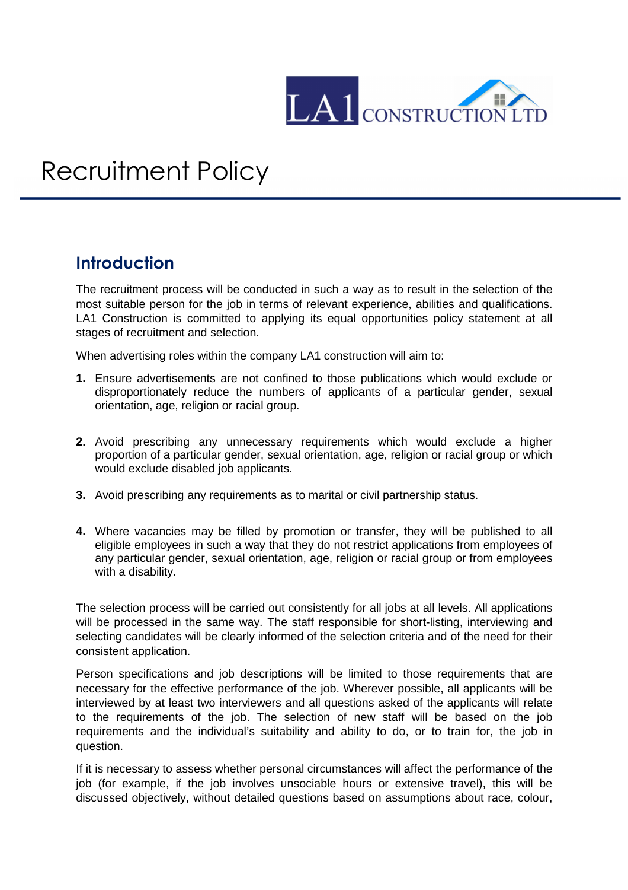# Recruitment Policy

## Introduction

The recruitment process will be conducted in such a way as to result in the selection of the most suitable person for the job in terms of relevant experience, abilities and qualifications. LA1 Construction is committed to applying its equal opportunities policy statement at all stages of recruitment and selection.

When advertising roles within the company LA1 construction will aim to:

1. Ensure advertisements are not confined to those publications which would exclude or disproportionately reduce the numbers of applicants of a particular gender, sexual orientation, age, religion or racial group.

2. Avoid prescribing any unnecessary requirements which would exclude a higher proportion of a particular gender, sexual orientation, age, religion or racial group or which would exclude disabled job applicants.

3. Avoid prescribing any requirements as to marital or civil partnership status.

4. Where vacancies may be filled by promotion or transfer, they will be published to all eligible employees in such a way that they do not restrict applications from employees of any particular gender, sexual orientation, age, religion or racial group or from employees with a disability.

The selection process will be carried out consistently for all jobs at all levels. All applications will be processed in the same way. The staff responsible for short-listing, interviewing and selecting candidates will be clearly informed of the selection criteria and of the need for their consistent application.

Person specifications and job descriptions will be limited to those requirements that are necessary for the effective performance of the job. Wherever possible, all applicants will be interviewed by at least two interviewers and all questions asked of the applicants will relate to the requirements of the job. The selection of new staff will be based on the job requirements and the individual's suitability and ability to do, or to train for, the job in question.

If it is necessary to assess whether personal circumstances will affect the performance of the job (for example, if the job involves unsociable hours or extensive travel), this will be discussed objectively, without detailed questions based on assumptions about race, colour,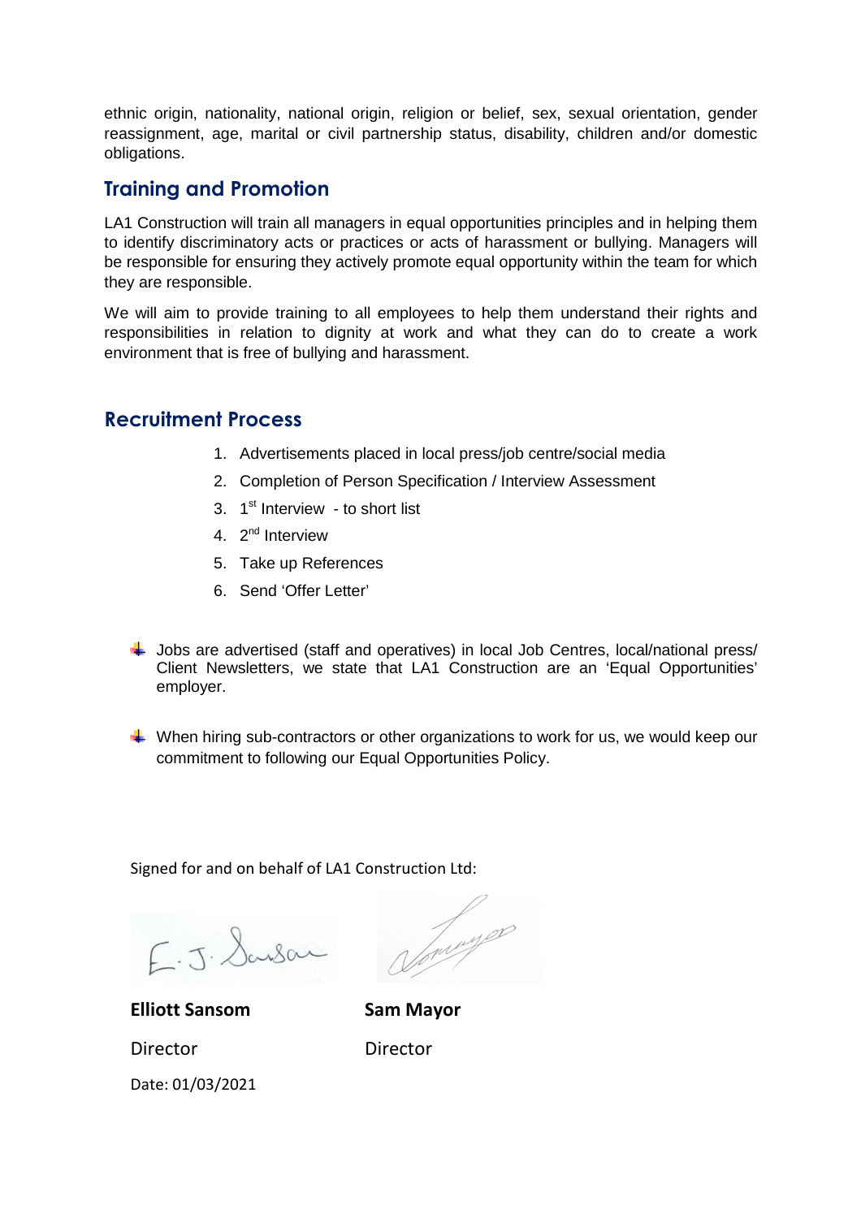ethnic origin, nationality, national origin, religion or belief, sex, sexual orientation, gender reassignment, age, marital or civil partnership status, disability, children and/or domestic obligations.

## Training and Promotion

LA1 Construction will train all managers in equal opportunities principles and in helping them to identify discriminatory acts or practices or acts of harassment or bullying. Managers will be responsible for ensuring they actively promote equal opportunity within the team for which they are responsible.

We will aim to provide training to all employees to help them understand their rights and responsibilities in relation to dignity at work and what they can do to create a work environment that is free of bullying and harassment.

## Recruitment Process

1. Advertisements placed in local press/job centre/social media
2. Completion of Person Specification / Interview Assessment
3. 1st Interview - to short list
4. 2nd Interview
5. Take up References
6. Send 'Offer Letter'

- Jobs are advertised (staff and operatives) in local Job Centres, local/national press/ Client Newsletters, we state that LA1 Construction are an 'Equal Opportunities' employer.

- When hiring sub-contractors or other organizations to work for us, we would keep our commitment to following our Equal Opportunities Policy.

Signed for and on behalf of LA1 Construction Ltd:

**Elliott Sansom**
Director

**Sam Mayor**
Director

Date: 01/03/2021